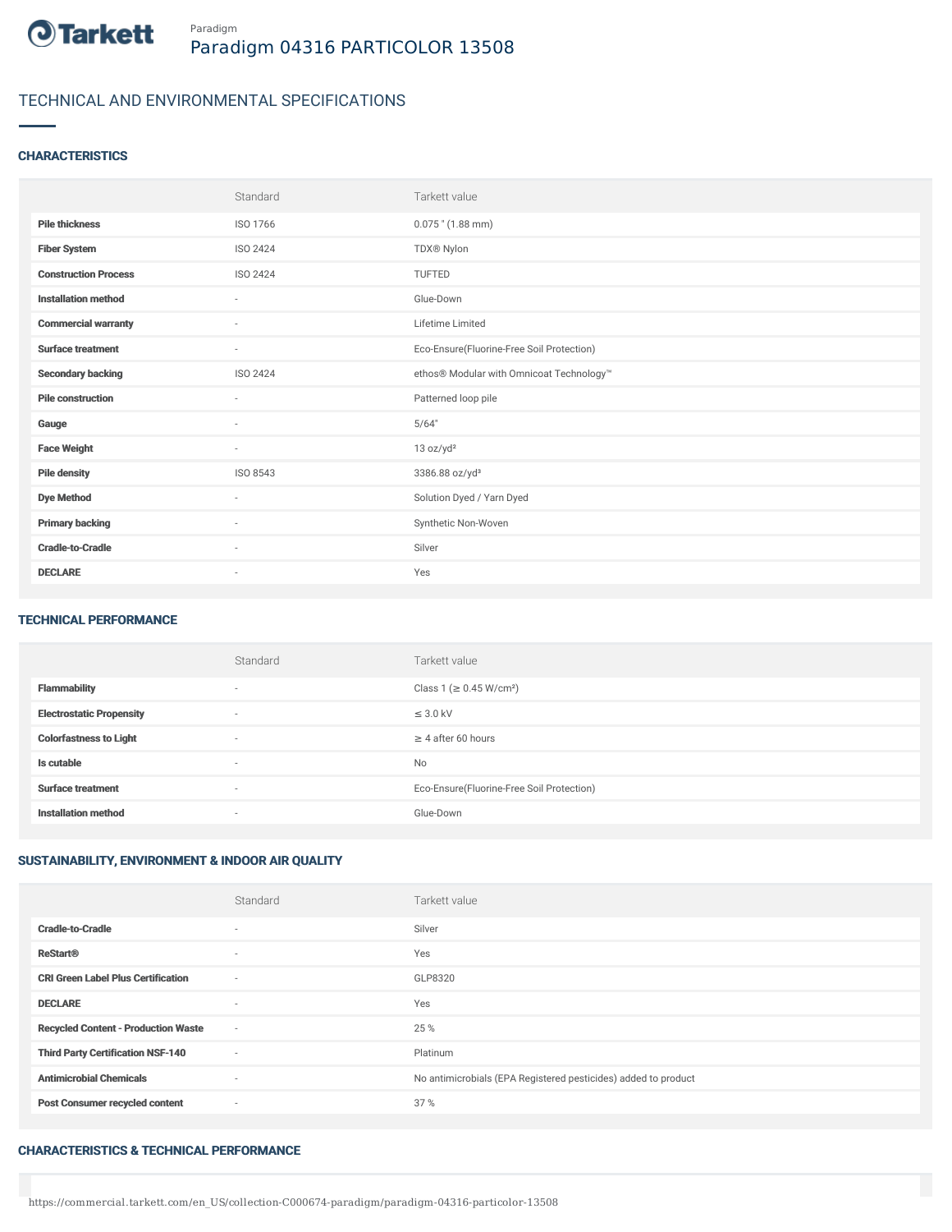Paradigm

# Paradigm 04316 PARTICOLOR 13508

## TECHNICAL AND ENVIRONMENTAL SPECIFICATIONS

### CHARACTERISTICS

| | Standard | Tarkett value |
|---|---|---|
| **Pile thickness** | ISO 1766 | 0.075 " (1.88 mm) |
| **Fiber System** | ISO 2424 | TDX® Nylon |
| **Construction Process** | ISO 2424 | TUFTED |
| **Installation method** | - | Glue-Down |
| **Commercial warranty** | - | Lifetime Limited |
| **Surface treatment** | - | Eco-Ensure(Fluorine-Free Soil Protection) |
| **Secondary backing** | ISO 2424 | ethos® Modular with Omnicoat Technology™ |
| **Pile construction** | - | Patterned loop pile |
| **Gauge** | - | 5/64" |
| **Face Weight** | - | 13 oz/yd² |
| **Pile density** | ISO 8543 | 3386.88 oz/yd³ |
| **Dye Method** | - | Solution Dyed / Yarn Dyed |
| **Primary backing** | - | Synthetic Non-Woven |
| **Cradle-to-Cradle** | - | Silver |
| **DECLARE** | - | Yes |

### TECHNICAL PERFORMANCE

| | Standard | Tarkett value |
|---|---|---|
| **Flammability** | - | Class 1 (≥ 0.45 W/cm²) |
| **Electrostatic Propensity** | - | ≤ 3.0 kV |
| **Colorfastness to Light** | - | ≥ 4 after 60 hours |
| **Is cutable** | - | No |
| **Surface treatment** | - | Eco-Ensure(Fluorine-Free Soil Protection) |
| **Installation method** | - | Glue-Down |

### SUSTAINABILITY, ENVIRONMENT & INDOOR AIR QUALITY

| | Standard | Tarkett value |
|---|---|---|
| **Cradle-to-Cradle** | - | Silver |
| **ReStart®** | - | Yes |
| **CRI Green Label Plus Certification** | - | GLP8320 |
| **DECLARE** | - | Yes |
| **Recycled Content - Production Waste** | - | 25 % |
| **Third Party Certification NSF-140** | - | Platinum |
| **Antimicrobial Chemicals** | - | No antimicrobials (EPA Registered pesticides) added to product |
| **Post Consumer recycled content** | - | 37 % |

### CHARACTERISTICS & TECHNICAL PERFORMANCE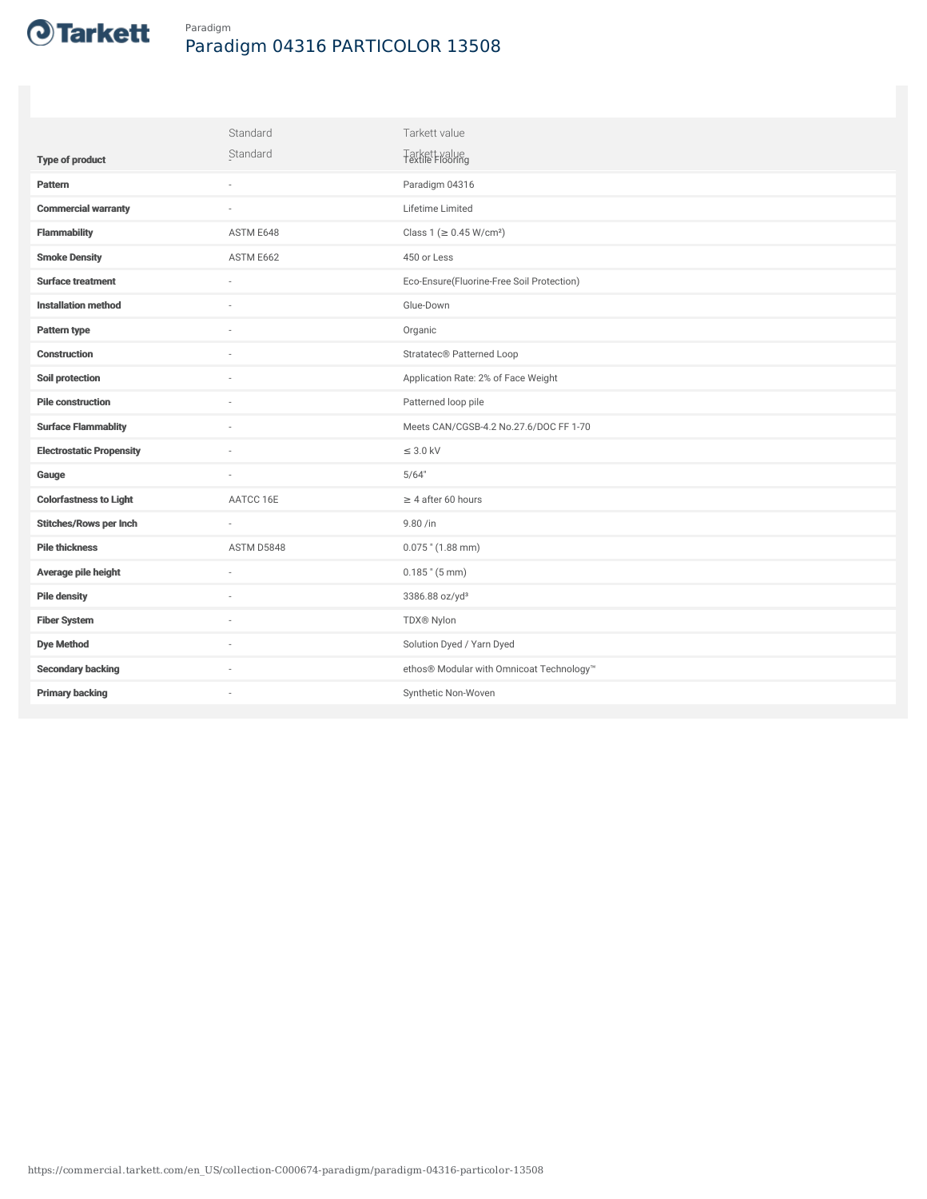Paradigm

# Paradigm 04316 PARTICOLOR 13508

| | Standard | Tarkett value |
|---|---|---|
| **Type of product** | - | Textile Flooring |
| **Pattern** | - | Paradigm 04316 |
| **Commercial warranty** | - | Lifetime Limited |
| **Flammability** | ASTM E648 | Class 1 (≥ 0.45 W/cm²) |
| **Smoke Density** | ASTM E662 | 450 or Less |
| **Surface treatment** | - | Eco-Ensure(Fluorine-Free Soil Protection) |
| **Installation method** | - | Glue-Down |
| **Pattern type** | - | Organic |
| **Construction** | - | Stratatec® Patterned Loop |
| **Soil protection** | - | Application Rate: 2% of Face Weight |
| **Pile construction** | - | Patterned loop pile |
| **Surface Flammablity** | - | Meets CAN/CGSB-4.2 No.27.6/DOC FF 1-70 |
| **Electrostatic Propensity** | - | ≤ 3.0 kV |
| **Gauge** | - | 5/64" |
| **Colorfastness to Light** | AATCC 16E | ≥ 4 after 60 hours |
| **Stitches/Rows per Inch** | - | 9.80 /in |
| **Pile thickness** | ASTM D5848 | 0.075 " (1.88 mm) |
| **Average pile height** | - | 0.185 " (5 mm) |
| **Pile density** | - | 3386.88 oz/yd³ |
| **Fiber System** | - | TDX® Nylon |
| **Dye Method** | - | Solution Dyed / Yarn Dyed |
| **Secondary backing** | - | ethos® Modular with Omnicoat Technology™ |
| **Primary backing** | - | Synthetic Non-Woven |

https://commercial.tarkett.com/en_US/collection-C000674-paradigm/paradigm-04316-particolor-13508